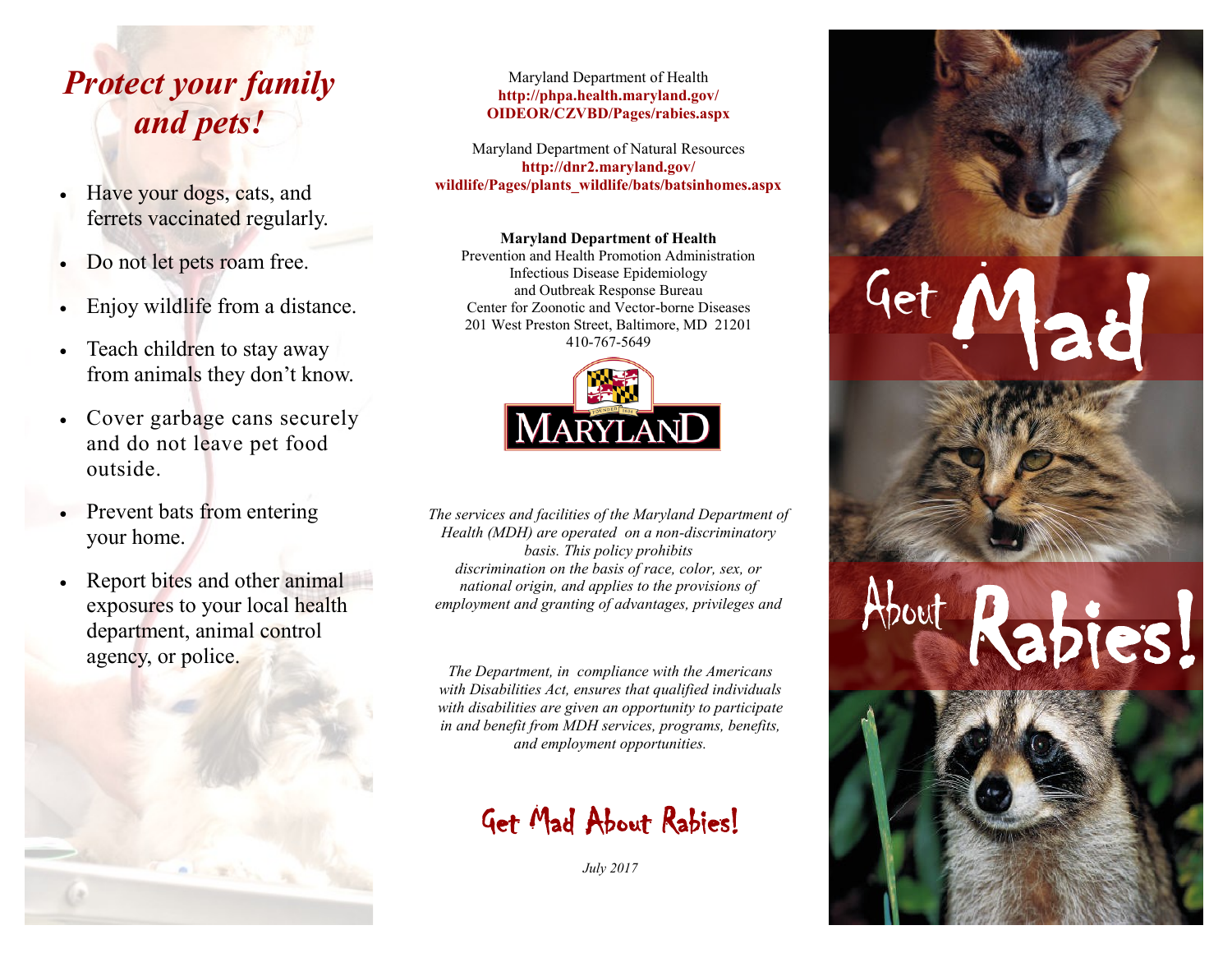# *Protect your family and pets!*

- Have your dogs, cats, and ferrets vaccinated regularly.
- Do not let pets roam free.
- Enjoy wildlife from a distance.
- Teach children to stay away from animals they don't know.
- Cover garbage cans securely and do not leave pet food outside.
- Prevent bats from entering your home.
- Report bites and other animal exposures to your local health department, animal control agency, or police.

Maryland Department of Health
**http://phpa.health.maryland.gov/OIDEOR/CZVBD/Pages/rabies.aspx**

Maryland Department of Natural Resources
**http://dnr2.maryland.gov/wildlife/Pages/plants_wildlife/bats/batsinhomes.aspx**

**Maryland Department of Health**
Prevention and Health Promotion Administration
Infectious Disease Epidemiology and Outbreak Response Bureau
Center for Zoonotic and Vector-borne Diseases
201 West Preston Street, Baltimore, MD 21201
410-767-5649

MARYLAND

*The services and facilities of the Maryland Department of Health (MDH) are operated on a non-discriminatory basis. This policy prohibits discrimination on the basis of race, color, sex, or national origin, and applies to the provisions of employment and granting of advantages, privileges and*

*The Department, in compliance with the Americans with Disabilities Act, ensures that qualified individuals with disabilities are given an opportunity to participate in and benefit from MDH services, programs, benefits, and employment opportunities.*

Get Mad About Rabies!

*July 2017*

# Get Mad About Rabies!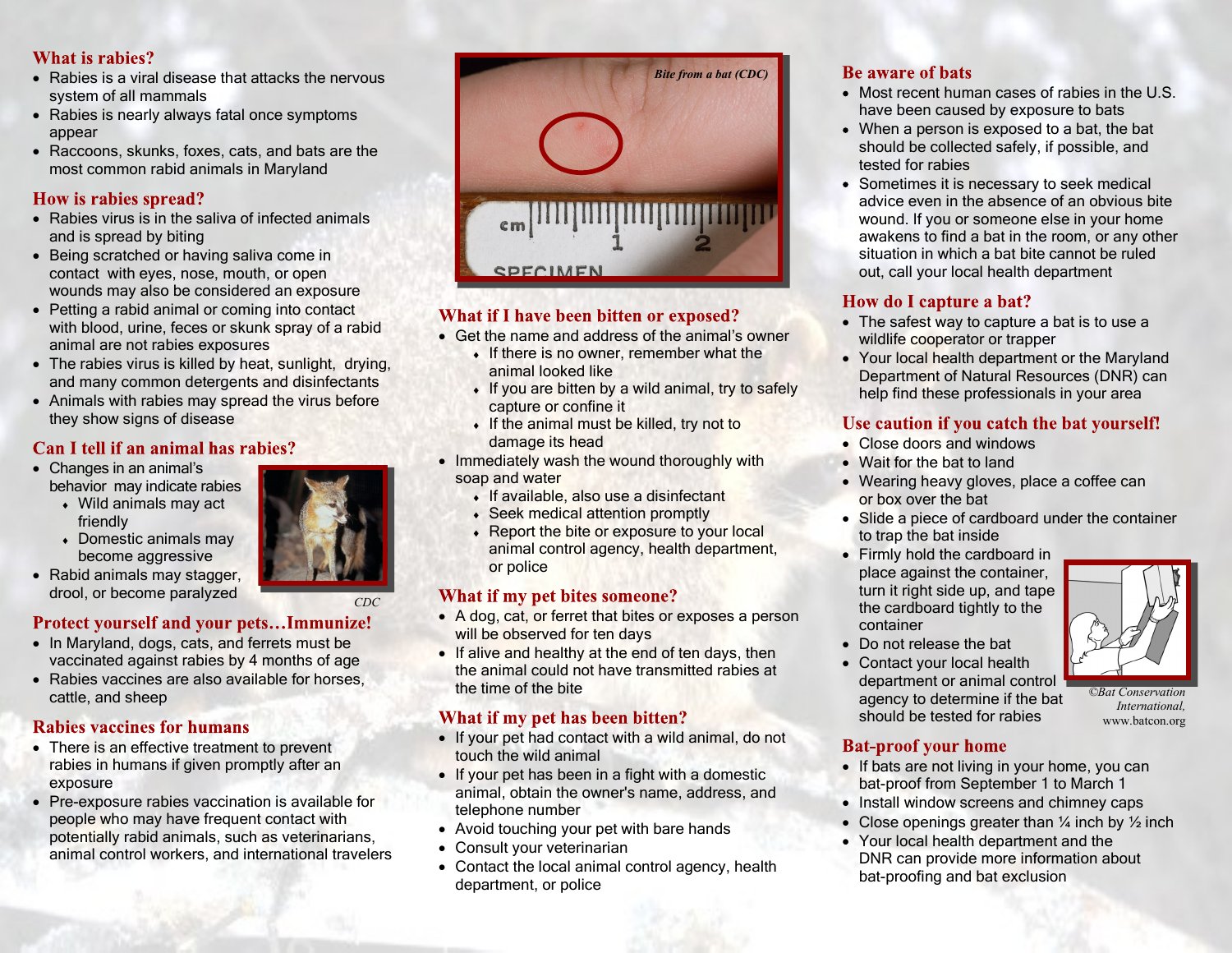## What is rabies?

- Rabies is a viral disease that attacks the nervous system of all mammals
- Rabies is nearly always fatal once symptoms appear
- Raccoons, skunks, foxes, cats, and bats are the most common rabid animals in Maryland

## How is rabies spread?

- Rabies virus is in the saliva of infected animals and is spread by biting
- Being scratched or having saliva come in contact with eyes, nose, mouth, or open wounds may also be considered an exposure
- Petting a rabid animal or coming into contact with blood, urine, feces or skunk spray of a rabid animal are not rabies exposures
- The rabies virus is killed by heat, sunlight, drying, and many common detergents and disinfectants
- Animals with rabies may spread the virus before they show signs of disease

## Can I tell if an animal has rabies?

- Changes in an animal's behavior may indicate rabies
  - Wild animals may act friendly
  - Domestic animals may become aggressive
- Rabid animals may stagger, drool, or become paralyzed

*CDC*

## Protect yourself and your pets…Immunize!

- In Maryland, dogs, cats, and ferrets must be vaccinated against rabies by 4 months of age
- Rabies vaccines are also available for horses, cattle, and sheep

## Rabies vaccines for humans

- There is an effective treatment to prevent rabies in humans if given promptly after an exposure
- Pre-exposure rabies vaccination is available for people who may have frequent contact with potentially rabid animals, such as veterinarians, animal control workers, and international travelers

*Bite from a bat (CDC)*

## What if I have been bitten or exposed?

- Get the name and address of the animal's owner
  - If there is no owner, remember what the animal looked like
  - If you are bitten by a wild animal, try to safely capture or confine it
  - If the animal must be killed, try not to damage its head
- Immediately wash the wound thoroughly with soap and water
  - If available, also use a disinfectant
  - Seek medical attention promptly
  - Report the bite or exposure to your local animal control agency, health department, or police

## What if my pet bites someone?

- A dog, cat, or ferret that bites or exposes a person will be observed for ten days
- If alive and healthy at the end of ten days, then the animal could not have transmitted rabies at the time of the bite

## What if my pet has been bitten?

- If your pet had contact with a wild animal, do not touch the wild animal
- If your pet has been in a fight with a domestic animal, obtain the owner's name, address, and telephone number
- Avoid touching your pet with bare hands
- Consult your veterinarian
- Contact the local animal control agency, health department, or police

## Be aware of bats

- Most recent human cases of rabies in the U.S. have been caused by exposure to bats
- When a person is exposed to a bat, the bat should be collected safely, if possible, and tested for rabies
- Sometimes it is necessary to seek medical advice even in the absence of an obvious bite wound. If you or someone else in your home awakens to find a bat in the room, or any other situation in which a bat bite cannot be ruled out, call your local health department

## How do I capture a bat?

- The safest way to capture a bat is to use a wildlife cooperator or trapper
- Your local health department or the Maryland Department of Natural Resources (DNR) can help find these professionals in your area

## Use caution if you catch the bat yourself!

- Close doors and windows
- Wait for the bat to land
- Wearing heavy gloves, place a coffee can or box over the bat
- Slide a piece of cardboard under the container to trap the bat inside
- Firmly hold the cardboard in place against the container, turn it right side up, and tape the cardboard tightly to the container
- Do not release the bat
- Contact your local health department or animal control agency to determine if the bat should be tested for rabies

*©Bat Conservation International, www.batcon.org*

## Bat-proof your home

- If bats are not living in your home, you can bat-proof from September 1 to March 1
- Install window screens and chimney caps
- Close openings greater than ¼ inch by ½ inch
- Your local health department and the DNR can provide more information about bat-proofing and bat exclusion